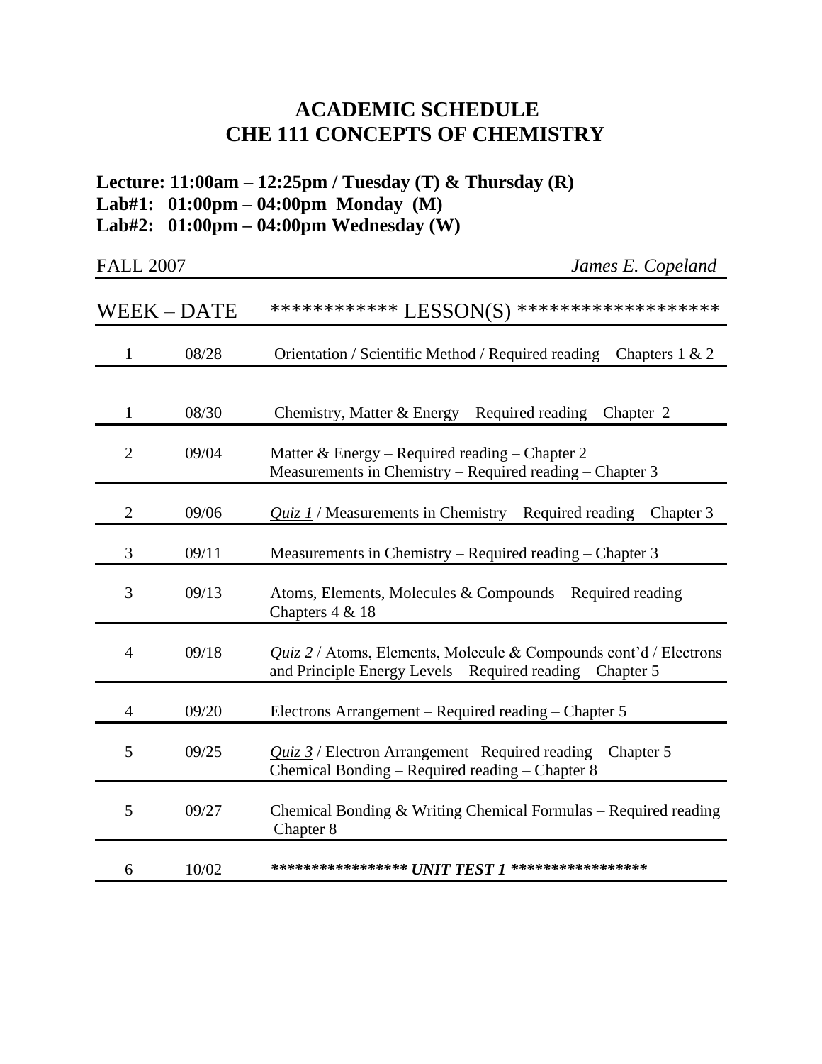# ACADEMIC SCHEDULE
# CHE 111 CONCEPTS OF CHEMISTRY

**Lecture: 11:00am – 12:25pm / Tuesday (T) & Thursday (R)**
**Lab#1: 01:00pm – 04:00pm Monday (M)**
**Lab#2: 01:00pm – 04:00pm Wednesday (W)**

FALL 2007 *James E. Copeland*

| WEEK – DATE | | ************ LESSON(S) ******************* |
|---|---|---|
| 1 | 08/28 | Orientation / Scientific Method / Required reading – Chapters 1 & 2 |
| 1 | 08/30 | Chemistry, Matter & Energy – Required reading – Chapter 2 |
| 2 | 09/04 | Matter & Energy – Required reading – Chapter 2<br>Measurements in Chemistry – Required reading – Chapter 3 |
| 2 | 09/06 | *Quiz 1* / Measurements in Chemistry – Required reading – Chapter 3 |
| 3 | 09/11 | Measurements in Chemistry – Required reading – Chapter 3 |
| 3 | 09/13 | Atoms, Elements, Molecules & Compounds – Required reading – Chapters 4 & 18 |
| 4 | 09/18 | *Quiz 2* / Atoms, Elements, Molecule & Compounds cont'd / Electrons and Principle Energy Levels – Required reading – Chapter 5 |
| 4 | 09/20 | Electrons Arrangement – Required reading – Chapter 5 |
| 5 | 09/25 | *Quiz 3* / Electron Arrangement –Required reading – Chapter 5<br>Chemical Bonding – Required reading – Chapter 8 |
| 5 | 09/27 | Chemical Bonding & Writing Chemical Formulas – Required reading Chapter 8 |
| 6 | 10/02 | ***************** ***UNIT TEST 1*** ***************** |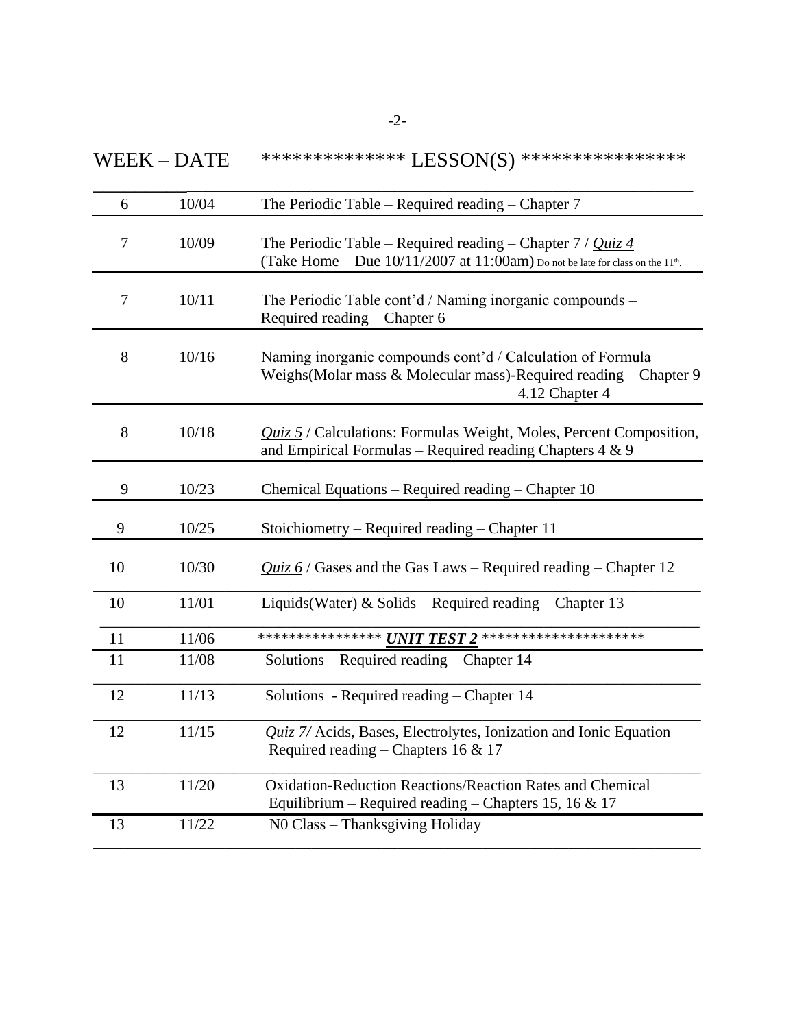| WEEK – DATE | | ************** LESSON(S) **************** |
|---|---|---|
| 6 | 10/04 | The Periodic Table – Required reading – Chapter 7 |
| 7 | 10/09 | The Periodic Table – Required reading – Chapter 7 / ***Quiz 4*** (Take Home – Due 10/11/2007 at 11:00am) Do not be late for class on the 11th. |
| 7 | 10/11 | The Periodic Table cont'd / Naming inorganic compounds – Required reading – Chapter 6 |
| 8 | 10/16 | Naming inorganic compounds cont'd / Calculation of Formula Weighs(Molar mass & Molecular mass)-Required reading – Chapter 9 4.12 Chapter 4 |
| 8 | 10/18 | ***Quiz 5*** / Calculations: Formulas Weight, Moles, Percent Composition, and Empirical Formulas – Required reading Chapters 4 & 9 |
| 9 | 10/23 | Chemical Equations – Required reading – Chapter 10 |
| 9 | 10/25 | Stoichiometry – Required reading – Chapter 11 |
| 10 | 10/30 | ***Quiz 6*** / Gases and the Gas Laws – Required reading – Chapter 12 |
| 10 | 11/01 | Liquids(Water) & Solids – Required reading – Chapter 13 |
| 11 | 11/06 | **************** ***UNIT TEST 2*** ********************* |
| 11 | 11/08 | Solutions – Required reading – Chapter 14 |
| 12 | 11/13 | Solutions - Required reading – Chapter 14 |
| 12 | 11/15 | *Quiz 7*/ Acids, Bases, Electrolytes, Ionization and Ionic Equation Required reading – Chapters 16 & 17 |
| 13 | 11/20 | Oxidation-Reduction Reactions/Reaction Rates and Chemical Equilibrium – Required reading – Chapters 15, 16 & 17 |
| 13 | 11/22 | N0 Class – Thanksgiving Holiday |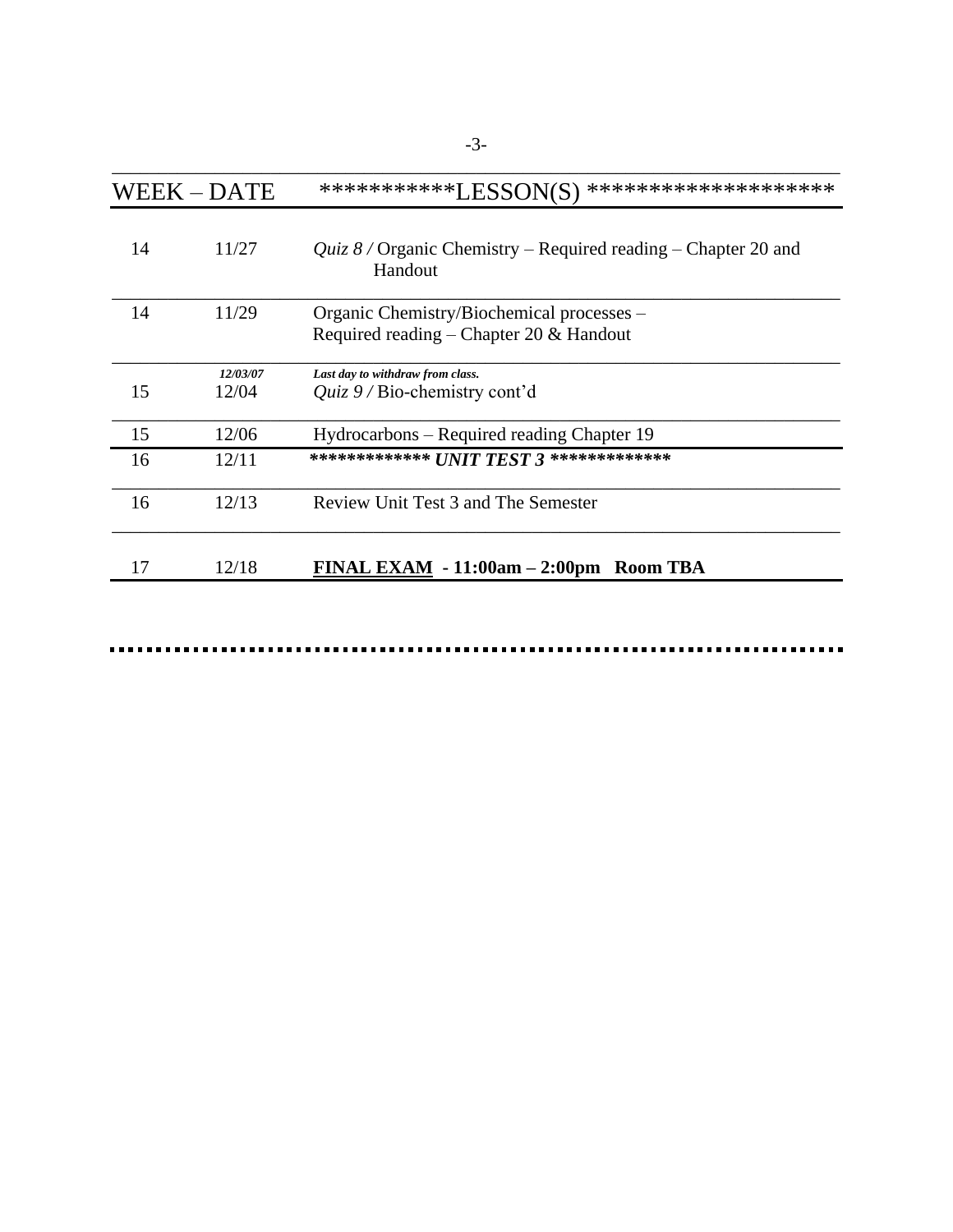| WEEK – DATE | | ***********LESSON(S) ******************** |
|---|---|---|
| 14 | 11/27 | *Quiz 8 /* Organic Chemistry – Required reading – Chapter 20 and Handout |
| 14 | 11/29 | Organic Chemistry/Biochemical processes – Required reading – Chapter 20 & Handout |
| | ***12/03/07*** | ***Last day to withdraw from class.*** |
| 15 | 12/04 | *Quiz 9 /* Bio-chemistry cont'd |
| 15 | 12/06 | Hydrocarbons – Required reading Chapter 19 |
| 16 | 12/11 | ***************** UNIT TEST 3 ***************** |
| 16 | 12/13 | Review Unit Test 3 and The Semester |
| 17 | 12/18 | **FINAL EXAM - 11:00am – 2:00pm Room TBA** |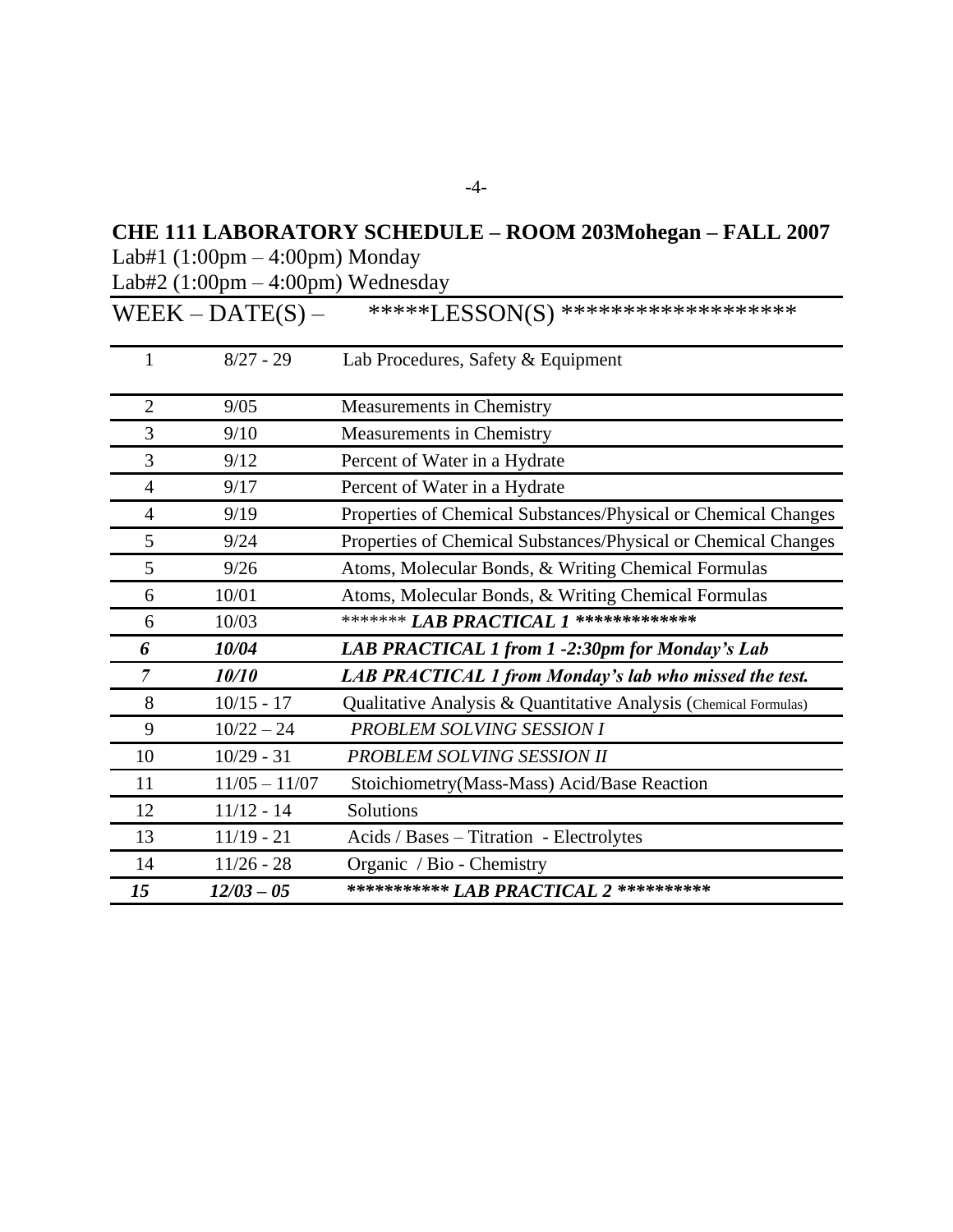## CHE 111 LABORATORY SCHEDULE – ROOM 203Mohegan – FALL 2007

Lab#1 (1:00pm – 4:00pm) Monday

Lab#2 (1:00pm – 4:00pm) Wednesday

| WEEK | – DATE(S) – | *****LESSON(S) ****************** |
|---|---|---|
| 1 | 8/27 - 29 | Lab Procedures, Safety & Equipment |
| 2 | 9/05 | Measurements in Chemistry |
| 3 | 9/10 | Measurements in Chemistry |
| 3 | 9/12 | Percent of Water in a Hydrate |
| 4 | 9/17 | Percent of Water in a Hydrate |
| 4 | 9/19 | Properties of Chemical Substances/Physical or Chemical Changes |
| 5 | 9/24 | Properties of Chemical Substances/Physical or Chemical Changes |
| 5 | 9/26 | Atoms, Molecular Bonds, & Writing Chemical Formulas |
| 6 | 10/01 | Atoms, Molecular Bonds, & Writing Chemical Formulas |
| 6 | 10/03 | ******* ***LAB PRACTICAL 1 ************** |
| ***6*** | ***10/04*** | ***LAB PRACTICAL 1 from 1 -2:30pm for Monday's Lab*** |
| ***7*** | ***10/10*** | ***LAB PRACTICAL 1 from Monday's lab who missed the test.*** |
| 8 | 10/15 - 17 | Qualitative Analysis & Quantitative Analysis (Chemical Formulas) |
| 9 | 10/22 – 24 | *PROBLEM SOLVING SESSION I* |
| 10 | 10/29 - 31 | *PROBLEM SOLVING SESSION II* |
| 11 | 11/05 – 11/07 | Stoichiometry(Mass-Mass) Acid/Base Reaction |
| 12 | 11/12 - 14 | Solutions |
| 13 | 11/19 - 21 | Acids / Bases – Titration - Electrolytes |
| 14 | 11/26 - 28 | Organic / Bio - Chemistry |
| ***15*** | ***12/03 – 05*** | ****************** LAB PRACTICAL 2 *************** |